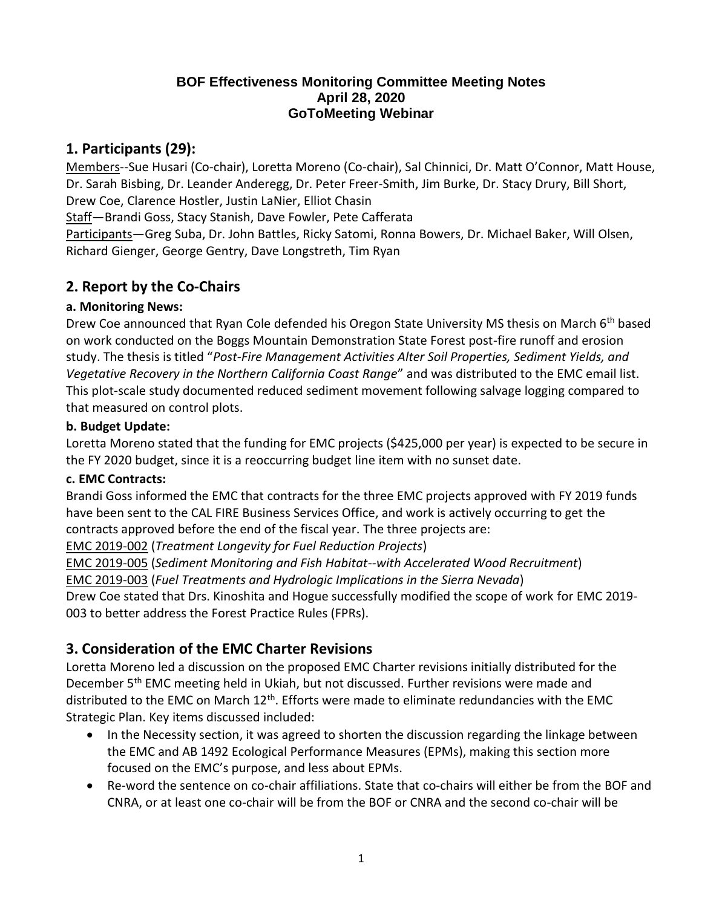**BOF Effectiveness Monitoring Committee Meeting Notes**
**April 28, 2020**
**GoToMeeting Webinar**

## 1. Participants (29):

Members--Sue Husari (Co-chair), Loretta Moreno (Co-chair), Sal Chinnici, Dr. Matt O'Connor, Matt House, Dr. Sarah Bisbing, Dr. Leander Anderegg, Dr. Peter Freer-Smith, Jim Burke, Dr. Stacy Drury, Bill Short, Drew Coe, Clarence Hostler, Justin LaNier, Elliot Chasin

Staff—Brandi Goss, Stacy Stanish, Dave Fowler, Pete Cafferata

Participants—Greg Suba, Dr. John Battles, Ricky Satomi, Ronna Bowers, Dr. Michael Baker, Will Olsen, Richard Gienger, George Gentry, Dave Longstreth, Tim Ryan

## 2. Report by the Co-Chairs

### a. Monitoring News:

Drew Coe announced that Ryan Cole defended his Oregon State University MS thesis on March 6th based on work conducted on the Boggs Mountain Demonstration State Forest post-fire runoff and erosion study. The thesis is titled "*Post-Fire Management Activities Alter Soil Properties, Sediment Yields, and Vegetative Recovery in the Northern California Coast Range*" and was distributed to the EMC email list. This plot-scale study documented reduced sediment movement following salvage logging compared to that measured on control plots.

### b. Budget Update:

Loretta Moreno stated that the funding for EMC projects ($425,000 per year) is expected to be secure in the FY 2020 budget, since it is a reoccurring budget line item with no sunset date.

### c. EMC Contracts:

Brandi Goss informed the EMC that contracts for the three EMC projects approved with FY 2019 funds have been sent to the CAL FIRE Business Services Office, and work is actively occurring to get the contracts approved before the end of the fiscal year. The three projects are:

EMC 2019-002 (*Treatment Longevity for Fuel Reduction Projects*)

EMC 2019-005 (*Sediment Monitoring and Fish Habitat--with Accelerated Wood Recruitment*)

EMC 2019-003 (*Fuel Treatments and Hydrologic Implications in the Sierra Nevada*)

Drew Coe stated that Drs. Kinoshita and Hogue successfully modified the scope of work for EMC 2019-003 to better address the Forest Practice Rules (FPRs).

## 3. Consideration of the EMC Charter Revisions

Loretta Moreno led a discussion on the proposed EMC Charter revisions initially distributed for the December 5th EMC meeting held in Ukiah, but not discussed. Further revisions were made and distributed to the EMC on March 12th. Efforts were made to eliminate redundancies with the EMC Strategic Plan. Key items discussed included:

- In the Necessity section, it was agreed to shorten the discussion regarding the linkage between the EMC and AB 1492 Ecological Performance Measures (EPMs), making this section more focused on the EMC's purpose, and less about EPMs.
- Re-word the sentence on co-chair affiliations. State that co-chairs will either be from the BOF and CNRA, or at least one co-chair will be from the BOF or CNRA and the second co-chair will be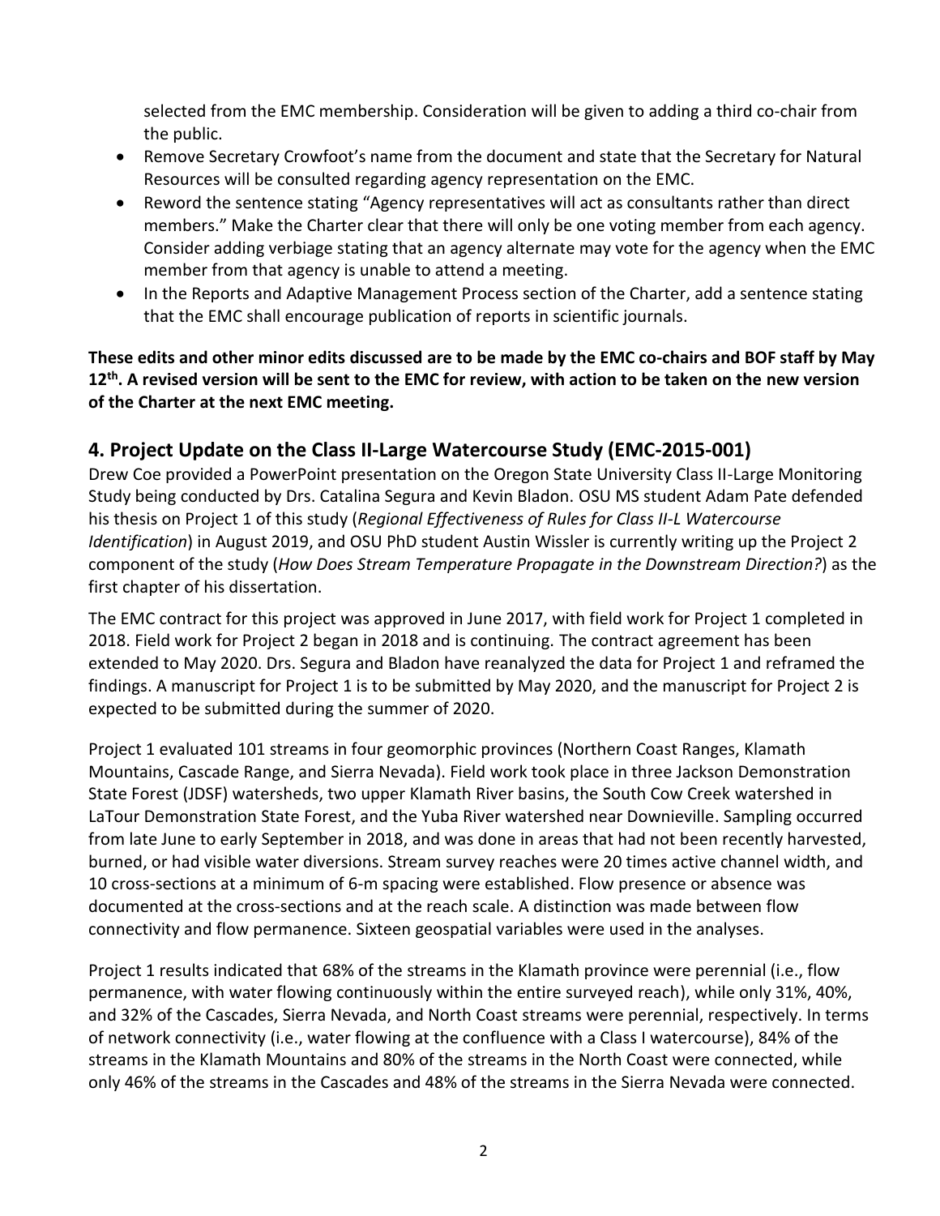selected from the EMC membership. Consideration will be given to adding a third co-chair from the public.

- Remove Secretary Crowfoot's name from the document and state that the Secretary for Natural Resources will be consulted regarding agency representation on the EMC.
- Reword the sentence stating "Agency representatives will act as consultants rather than direct members." Make the Charter clear that there will only be one voting member from each agency. Consider adding verbiage stating that an agency alternate may vote for the agency when the EMC member from that agency is unable to attend a meeting.
- In the Reports and Adaptive Management Process section of the Charter, add a sentence stating that the EMC shall encourage publication of reports in scientific journals.

**These edits and other minor edits discussed are to be made by the EMC co-chairs and BOF staff by May 12th. A revised version will be sent to the EMC for review, with action to be taken on the new version of the Charter at the next EMC meeting.**

## 4. Project Update on the Class II-Large Watercourse Study (EMC-2015-001)

Drew Coe provided a PowerPoint presentation on the Oregon State University Class II-Large Monitoring Study being conducted by Drs. Catalina Segura and Kevin Bladon. OSU MS student Adam Pate defended his thesis on Project 1 of this study (*Regional Effectiveness of Rules for Class II-L Watercourse Identification*) in August 2019, and OSU PhD student Austin Wissler is currently writing up the Project 2 component of the study (*How Does Stream Temperature Propagate in the Downstream Direction?*) as the first chapter of his dissertation.

The EMC contract for this project was approved in June 2017, with field work for Project 1 completed in 2018. Field work for Project 2 began in 2018 and is continuing. The contract agreement has been extended to May 2020. Drs. Segura and Bladon have reanalyzed the data for Project 1 and reframed the findings. A manuscript for Project 1 is to be submitted by May 2020, and the manuscript for Project 2 is expected to be submitted during the summer of 2020.

Project 1 evaluated 101 streams in four geomorphic provinces (Northern Coast Ranges, Klamath Mountains, Cascade Range, and Sierra Nevada). Field work took place in three Jackson Demonstration State Forest (JDSF) watersheds, two upper Klamath River basins, the South Cow Creek watershed in LaTour Demonstration State Forest, and the Yuba River watershed near Downieville. Sampling occurred from late June to early September in 2018, and was done in areas that had not been recently harvested, burned, or had visible water diversions. Stream survey reaches were 20 times active channel width, and 10 cross-sections at a minimum of 6-m spacing were established. Flow presence or absence was documented at the cross-sections and at the reach scale. A distinction was made between flow connectivity and flow permanence. Sixteen geospatial variables were used in the analyses.

Project 1 results indicated that 68% of the streams in the Klamath province were perennial (i.e., flow permanence, with water flowing continuously within the entire surveyed reach), while only 31%, 40%, and 32% of the Cascades, Sierra Nevada, and North Coast streams were perennial, respectively. In terms of network connectivity (i.e., water flowing at the confluence with a Class I watercourse), 84% of the streams in the Klamath Mountains and 80% of the streams in the North Coast were connected, while only 46% of the streams in the Cascades and 48% of the streams in the Sierra Nevada were connected.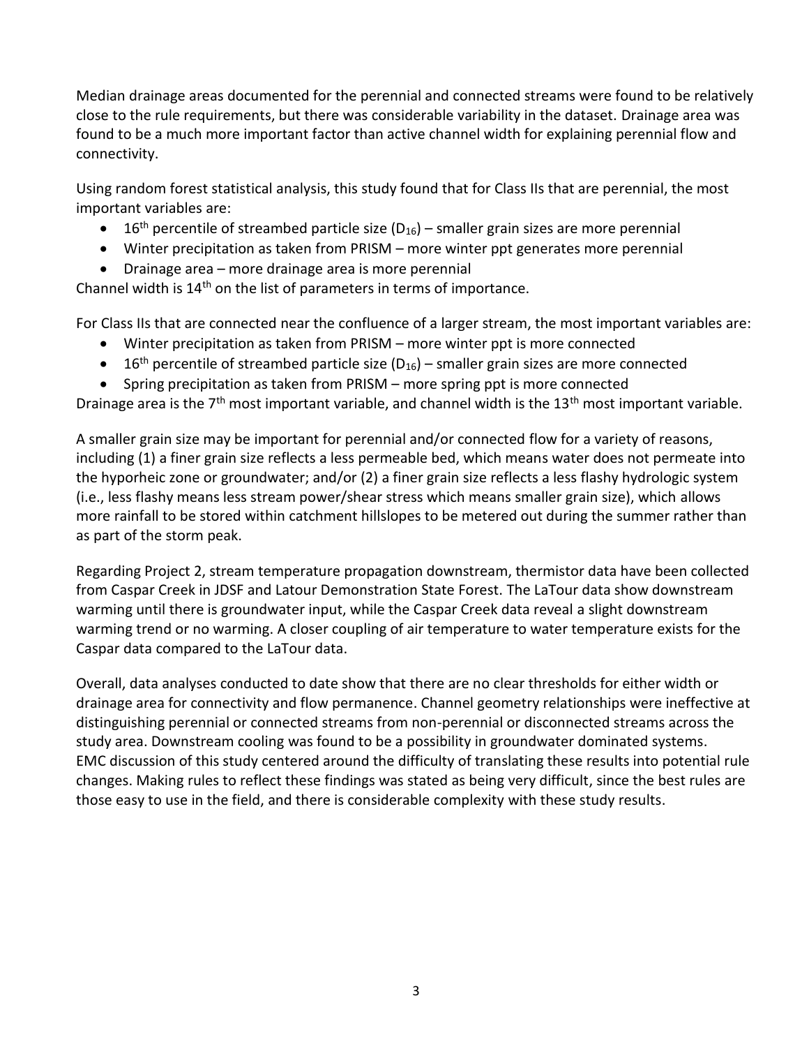Median drainage areas documented for the perennial and connected streams were found to be relatively close to the rule requirements, but there was considerable variability in the dataset. Drainage area was found to be a much more important factor than active channel width for explaining perennial flow and connectivity.

Using random forest statistical analysis, this study found that for Class IIs that are perennial, the most important variables are:

- 16th percentile of streambed particle size ($D_{16}$) – smaller grain sizes are more perennial
- Winter precipitation as taken from PRISM – more winter ppt generates more perennial
- Drainage area – more drainage area is more perennial

Channel width is 14th on the list of parameters in terms of importance.

For Class IIs that are connected near the confluence of a larger stream, the most important variables are:

- Winter precipitation as taken from PRISM – more winter ppt is more connected
- 16th percentile of streambed particle size ($D_{16}$) – smaller grain sizes are more connected
- Spring precipitation as taken from PRISM – more spring ppt is more connected

Drainage area is the 7th most important variable, and channel width is the 13th most important variable.

A smaller grain size may be important for perennial and/or connected flow for a variety of reasons, including (1) a finer grain size reflects a less permeable bed, which means water does not permeate into the hyporheic zone or groundwater; and/or (2) a finer grain size reflects a less flashy hydrologic system (i.e., less flashy means less stream power/shear stress which means smaller grain size), which allows more rainfall to be stored within catchment hillslopes to be metered out during the summer rather than as part of the storm peak.

Regarding Project 2, stream temperature propagation downstream, thermistor data have been collected from Caspar Creek in JDSF and Latour Demonstration State Forest. The LaTour data show downstream warming until there is groundwater input, while the Caspar Creek data reveal a slight downstream warming trend or no warming. A closer coupling of air temperature to water temperature exists for the Caspar data compared to the LaTour data.

Overall, data analyses conducted to date show that there are no clear thresholds for either width or drainage area for connectivity and flow permanence. Channel geometry relationships were ineffective at distinguishing perennial or connected streams from non-perennial or disconnected streams across the study area. Downstream cooling was found to be a possibility in groundwater dominated systems. EMC discussion of this study centered around the difficulty of translating these results into potential rule changes. Making rules to reflect these findings was stated as being very difficult, since the best rules are those easy to use in the field, and there is considerable complexity with these study results.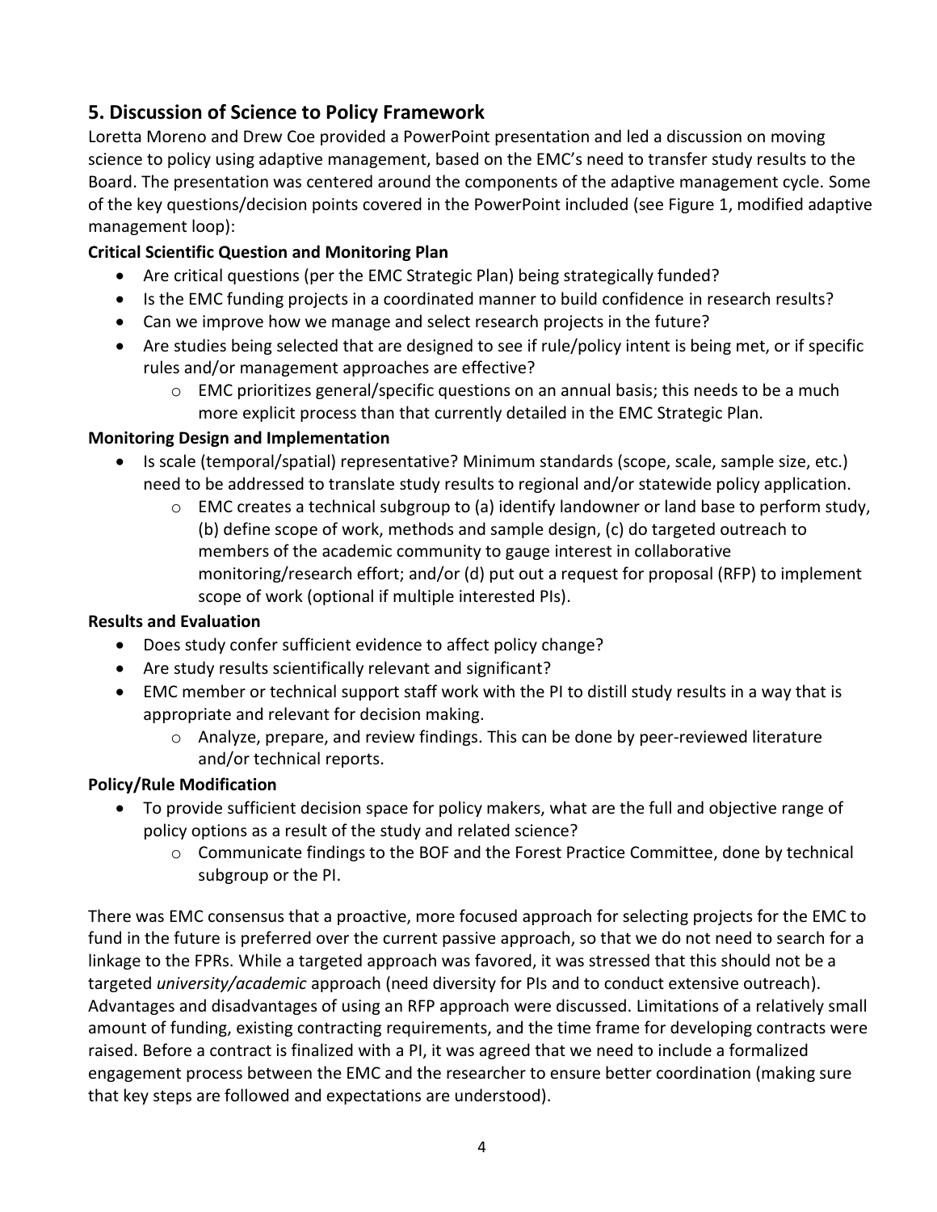## 5. Discussion of Science to Policy Framework

Loretta Moreno and Drew Coe provided a PowerPoint presentation and led a discussion on moving science to policy using adaptive management, based on the EMC's need to transfer study results to the Board. The presentation was centered around the components of the adaptive management cycle. Some of the key questions/decision points covered in the PowerPoint included (see Figure 1, modified adaptive management loop):

**Critical Scientific Question and Monitoring Plan**

- Are critical questions (per the EMC Strategic Plan) being strategically funded?
- Is the EMC funding projects in a coordinated manner to build confidence in research results?
- Can we improve how we manage and select research projects in the future?
- Are studies being selected that are designed to see if rule/policy intent is being met, or if specific rules and/or management approaches are effective?
    - EMC prioritizes general/specific questions on an annual basis; this needs to be a much more explicit process than that currently detailed in the EMC Strategic Plan.

**Monitoring Design and Implementation**

- Is scale (temporal/spatial) representative? Minimum standards (scope, scale, sample size, etc.) need to be addressed to translate study results to regional and/or statewide policy application.
    - EMC creates a technical subgroup to (a) identify landowner or land base to perform study, (b) define scope of work, methods and sample design, (c) do targeted outreach to members of the academic community to gauge interest in collaborative monitoring/research effort; and/or (d) put out a request for proposal (RFP) to implement scope of work (optional if multiple interested PIs).

**Results and Evaluation**

- Does study confer sufficient evidence to affect policy change?
- Are study results scientifically relevant and significant?
- EMC member or technical support staff work with the PI to distill study results in a way that is appropriate and relevant for decision making.
    - Analyze, prepare, and review findings. This can be done by peer-reviewed literature and/or technical reports.

**Policy/Rule Modification**

- To provide sufficient decision space for policy makers, what are the full and objective range of policy options as a result of the study and related science?
    - Communicate findings to the BOF and the Forest Practice Committee, done by technical subgroup or the PI.

There was EMC consensus that a proactive, more focused approach for selecting projects for the EMC to fund in the future is preferred over the current passive approach, so that we do not need to search for a linkage to the FPRs. While a targeted approach was favored, it was stressed that this should not be a targeted *university/academic* approach (need diversity for PIs and to conduct extensive outreach). Advantages and disadvantages of using an RFP approach were discussed. Limitations of a relatively small amount of funding, existing contracting requirements, and the time frame for developing contracts were raised. Before a contract is finalized with a PI, it was agreed that we need to include a formalized engagement process between the EMC and the researcher to ensure better coordination (making sure that key steps are followed and expectations are understood).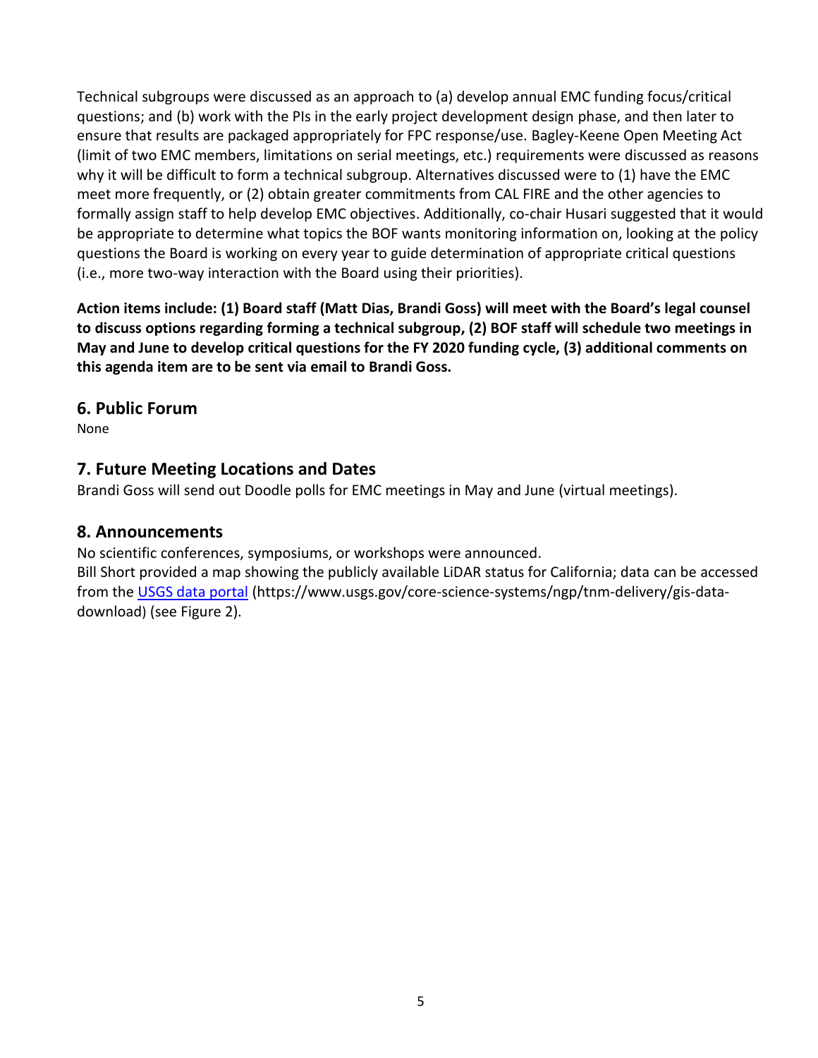Technical subgroups were discussed as an approach to (a) develop annual EMC funding focus/critical questions; and (b) work with the PIs in the early project development design phase, and then later to ensure that results are packaged appropriately for FPC response/use. Bagley-Keene Open Meeting Act (limit of two EMC members, limitations on serial meetings, etc.) requirements were discussed as reasons why it will be difficult to form a technical subgroup. Alternatives discussed were to (1) have the EMC meet more frequently, or (2) obtain greater commitments from CAL FIRE and the other agencies to formally assign staff to help develop EMC objectives. Additionally, co-chair Husari suggested that it would be appropriate to determine what topics the BOF wants monitoring information on, looking at the policy questions the Board is working on every year to guide determination of appropriate critical questions (i.e., more two-way interaction with the Board using their priorities).

**Action items include: (1) Board staff (Matt Dias, Brandi Goss) will meet with the Board's legal counsel to discuss options regarding forming a technical subgroup, (2) BOF staff will schedule two meetings in May and June to develop critical questions for the FY 2020 funding cycle, (3) additional comments on this agenda item are to be sent via email to Brandi Goss.**

## 6. Public Forum

None

## 7. Future Meeting Locations and Dates

Brandi Goss will send out Doodle polls for EMC meetings in May and June (virtual meetings).

## 8. Announcements

No scientific conferences, symposiums, or workshops were announced.

Bill Short provided a map showing the publicly available LiDAR status for California; data can be accessed from the [USGS data portal](https://www.usgs.gov/core-science-systems/ngp/tnm-delivery/gis-data-download) (https://www.usgs.gov/core-science-systems/ngp/tnm-delivery/gis-data-download) (see Figure 2).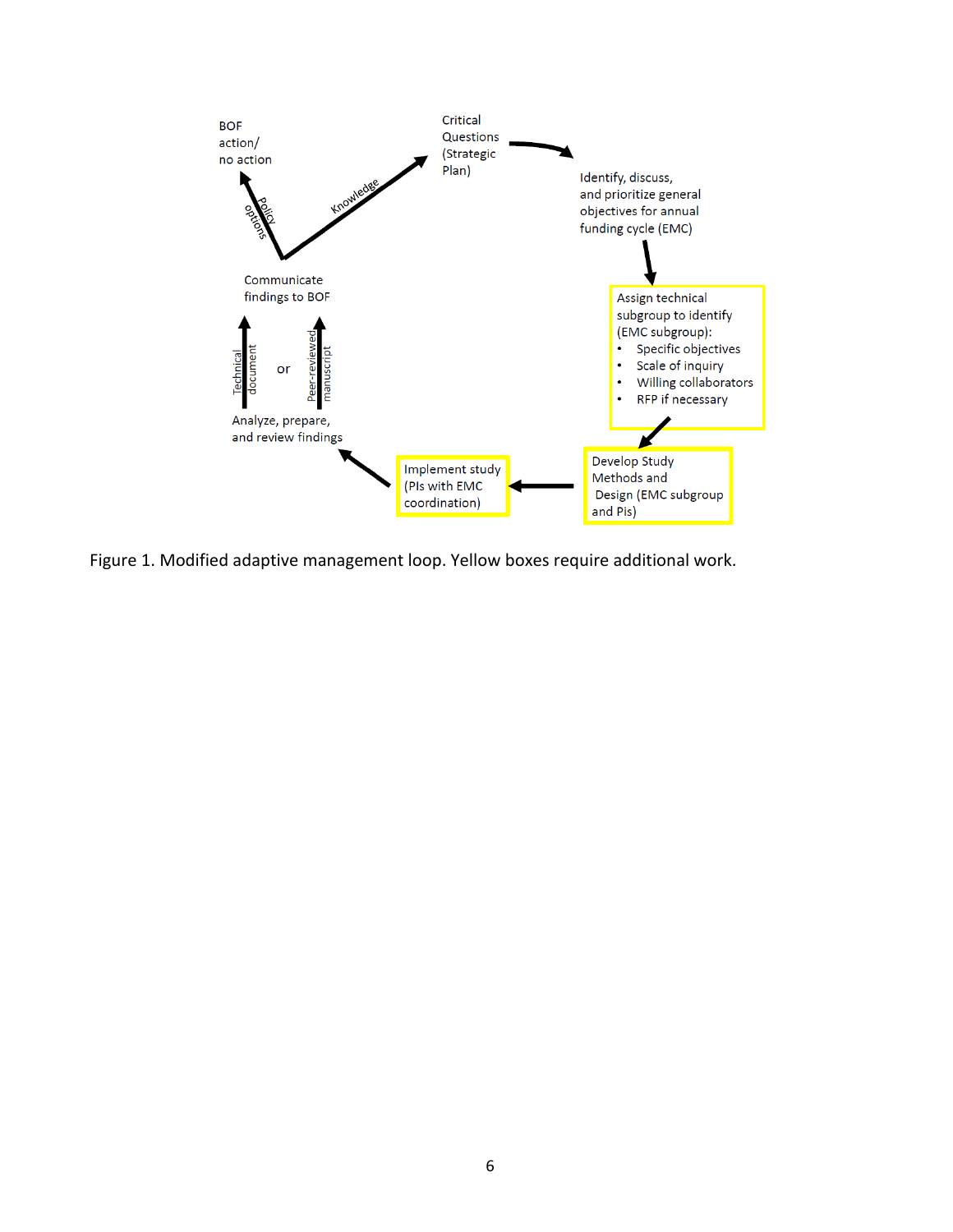Critical Questions (Strategic Plan)

Identify, discuss, and prioritize general objectives for annual funding cycle (EMC)

Assign technical subgroup to identify (EMC subgroup):

- Specific objectives
- Scale of inquiry
- Willing collaborators
- RFP if necessary

Develop Study Methods and Design (EMC subgroup and Pis)

Implement study (PIs with EMC coordination)

Analyze, prepare, and review findings

Technical document or Peer-reviewed manuscript

Communicate findings to BOF

Policy options

BOF action/ no action

Knowledge

Figure 1. Modified adaptive management loop. Yellow boxes require additional work.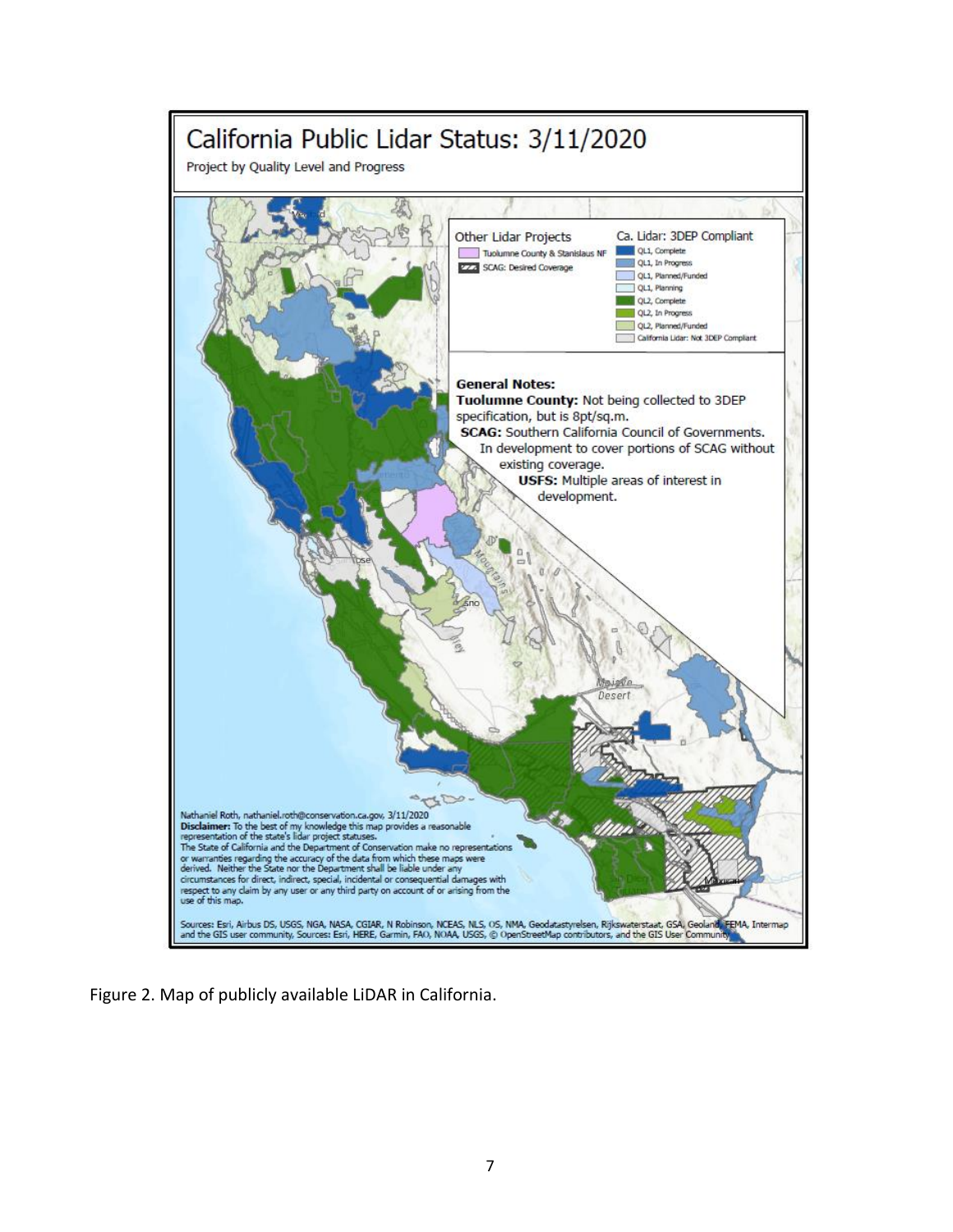California Public Lidar Status: 3/11/2020

Project by Quality Level and Progress

Other Lidar Projects

Tuolumne County & Stanislaus NF

SCAG: Desired Coverage

Ca. Lidar: 3DEP Compliant

QL1, Complete

QL1, In Progress

QL1, Planned/Funded

QL1, Planning

QL2, Complete

QL2, In Progress

QL2, Planned/Funded

California Lidar: Not 3DEP Compliant

**General Notes:**

**Tuolumne County:** Not being collected to 3DEP specification, but is 8pt/sq.m.

**SCAG:** Southern California Council of Governments. In development to cover portions of SCAG without existing coverage.

**USFS:** Multiple areas of interest in development.

Nathaniel Roth, nathaniel.roth@conservation.ca.gov, 3/11/2020

**Disclaimer:** To the best of my knowledge this map provides a reasonable representation of the state's lidar project statuses.

The State of California and the Department of Conservation make no representations or warranties regarding the accuracy of the data from which these maps were derived. Neither the State nor the Department shall be liable under any circumstances for direct, indirect, special, incidental or consequential damages with respect to any claim by any user or any third party on account of or arising from the use of this map.

Sources: Esri, Airbus DS, USGS, NGA, NASA, CGIAR, N Robinson, NCEAS, NLS, OS, NMA, Geodatastyrelsen, Rijkswaterstaat, GSA, Geoland, FEMA, Intermap and the GIS user community, Sources: Esri, HERE, Garmin, FAO, NOAA, USGS, © OpenStreetMap contributors, and the GIS User Community

Figure 2. Map of publicly available LiDAR in California.